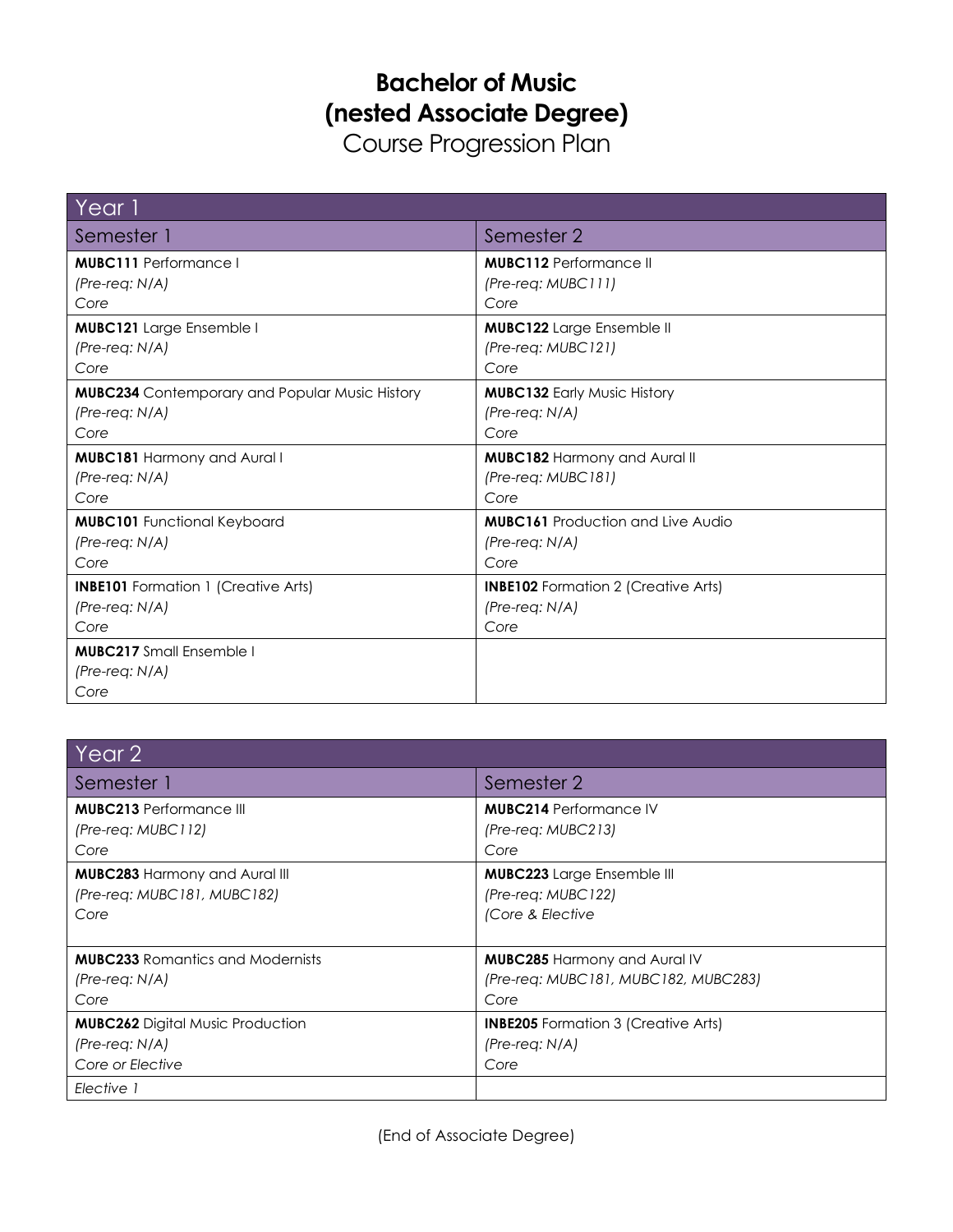# Bachelor of Music (nested Associate Degree)

Course Progression Plan

| Year 1 | |
|---|---|
| **Semester 1** | **Semester 2** |
| **MUBC111** Performance I<br>*(Pre-req: N/A)*<br>*Core* | **MUBC112** Performance II<br>*(Pre-req: MUBC111)*<br>*Core* |
| **MUBC121** Large Ensemble I<br>*(Pre-req: N/A)*<br>*Core* | **MUBC122** Large Ensemble II<br>*(Pre-req: MUBC121)*<br>*Core* |
| **MUBC234** Contemporary and Popular Music History<br>*(Pre-req: N/A)*<br>*Core* | **MUBC132** Early Music History<br>*(Pre-req: N/A)*<br>*Core* |
| **MUBC181** Harmony and Aural I<br>*(Pre-req: N/A)*<br>*Core* | **MUBC182** Harmony and Aural II<br>*(Pre-req: MUBC181)*<br>*Core* |
| **MUBC101** Functional Keyboard<br>*(Pre-req: N/A)*<br>*Core* | **MUBC161** Production and Live Audio<br>*(Pre-req: N/A)*<br>*Core* |
| **INBE101** Formation 1 (Creative Arts)<br>*(Pre-req: N/A)*<br>*Core* | **INBE102** Formation 2 (Creative Arts)<br>*(Pre-req: N/A)*<br>*Core* |
| **MUBC217** Small Ensemble I<br>*(Pre-req: N/A)*<br>*Core* | |

| Year 2 | |
|---|---|
| **Semester 1** | **Semester 2** |
| **MUBC213** Performance III<br>*(Pre-req: MUBC112)*<br>*Core* | **MUBC214** Performance IV<br>*(Pre-req: MUBC213)*<br>*Core* |
| **MUBC283** Harmony and Aural III<br>*(Pre-req: MUBC181, MUBC182)*<br>*Core* | **MUBC223** Large Ensemble III<br>*(Pre-req: MUBC122)*<br>*(Core & Elective* |
| **MUBC233** Romantics and Modernists<br>*(Pre-req: N/A)*<br>*Core* | **MUBC285** Harmony and Aural IV<br>*(Pre-req: MUBC181, MUBC182, MUBC283)*<br>*Core* |
| **MUBC262** Digital Music Production<br>*(Pre-req: N/A)*<br>*Core or Elective* | **INBE205** Formation 3 (Creative Arts)<br>*(Pre-req: N/A)*<br>*Core* |
| *Elective 1* | |

(End of Associate Degree)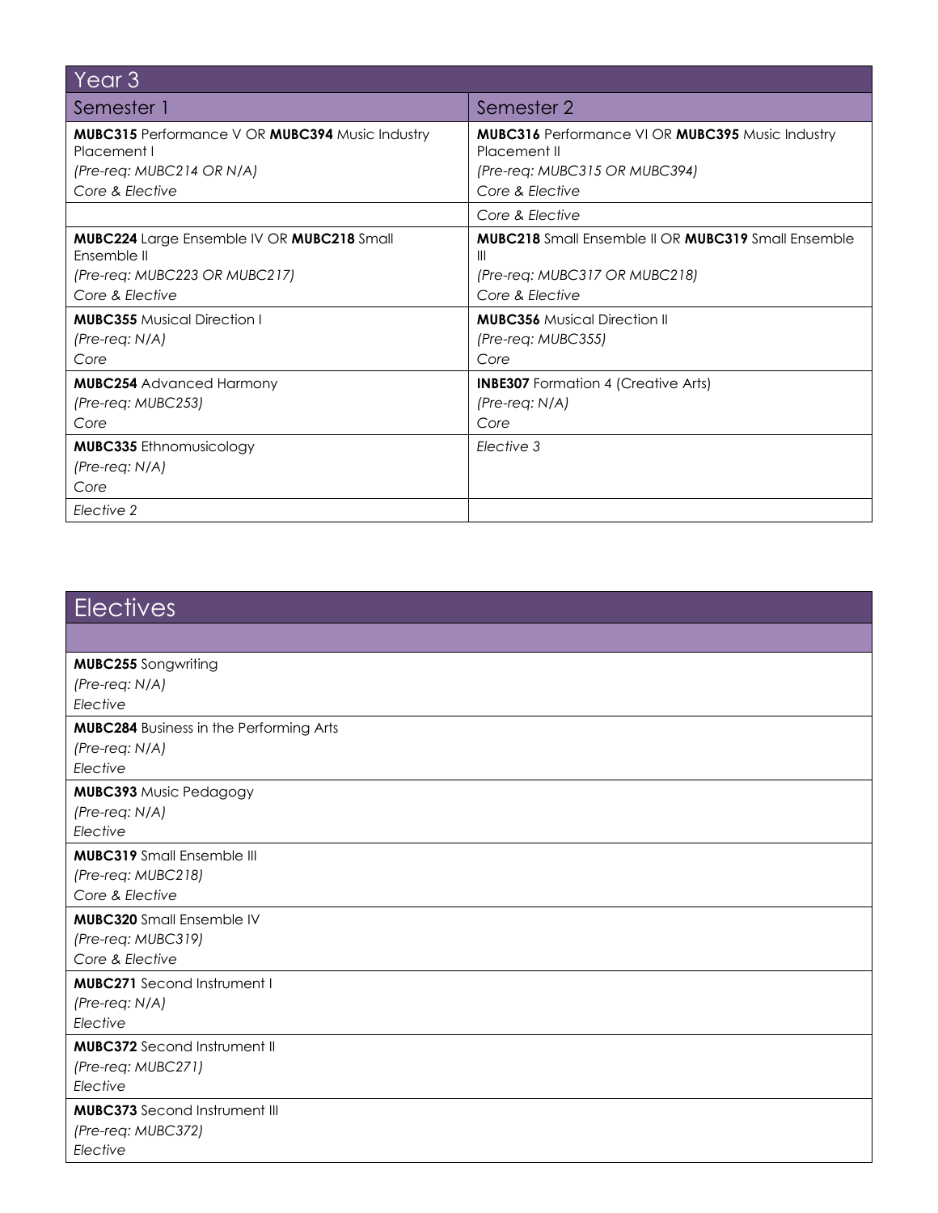| Year 3 | |
|---|---|
| Semester 1 | Semester 2 |
| **MUBC315** Performance V OR **MUBC394** Music Industry Placement I<br>*(Pre-req: MUBC214 OR N/A)*<br>*Core & Elective* | **MUBC316** Performance VI OR **MUBC395** Music Industry Placement II<br>*(Pre-req: MUBC315 OR MUBC394)*<br>*Core & Elective* |
| | *Core & Elective* |
| **MUBC224** Large Ensemble IV OR **MUBC218** Small Ensemble II<br>*(Pre-req: MUBC223 OR MUBC217)*<br>*Core & Elective* | **MUBC218** Small Ensemble II OR **MUBC319** Small Ensemble III<br>*(Pre-req: MUBC317 OR MUBC218)*<br>*Core & Elective* |
| **MUBC355** Musical Direction I<br>*(Pre-req: N/A)*<br>*Core* | **MUBC356** Musical Direction II<br>*(Pre-req: MUBC355)*<br>*Core* |
| **MUBC254** Advanced Harmony<br>*(Pre-req: MUBC253)*<br>*Core* | **INBE307** Formation 4 (Creative Arts)<br>*(Pre-req: N/A)*<br>*Core* |
| **MUBC335** Ethnomusicology<br>*(Pre-req: N/A)*<br>*Core* | *Elective 3* |
| *Elective 2* | |

| Electives |
|---|
| |
| **MUBC255** Songwriting<br>*(Pre-req: N/A)*<br>*Elective* |
| **MUBC284** Business in the Performing Arts<br>*(Pre-req: N/A)*<br>*Elective* |
| **MUBC393** Music Pedagogy<br>*(Pre-req: N/A)*<br>*Elective* |
| **MUBC319** Small Ensemble III<br>*(Pre-req: MUBC218)*<br>*Core & Elective* |
| **MUBC320** Small Ensemble IV<br>*(Pre-req: MUBC319)*<br>*Core & Elective* |
| **MUBC271** Second Instrument I<br>*(Pre-req: N/A)*<br>*Elective* |
| **MUBC372** Second Instrument II<br>*(Pre-req: MUBC271)*<br>*Elective* |
| **MUBC373** Second Instrument III<br>*(Pre-req: MUBC372)*<br>*Elective* |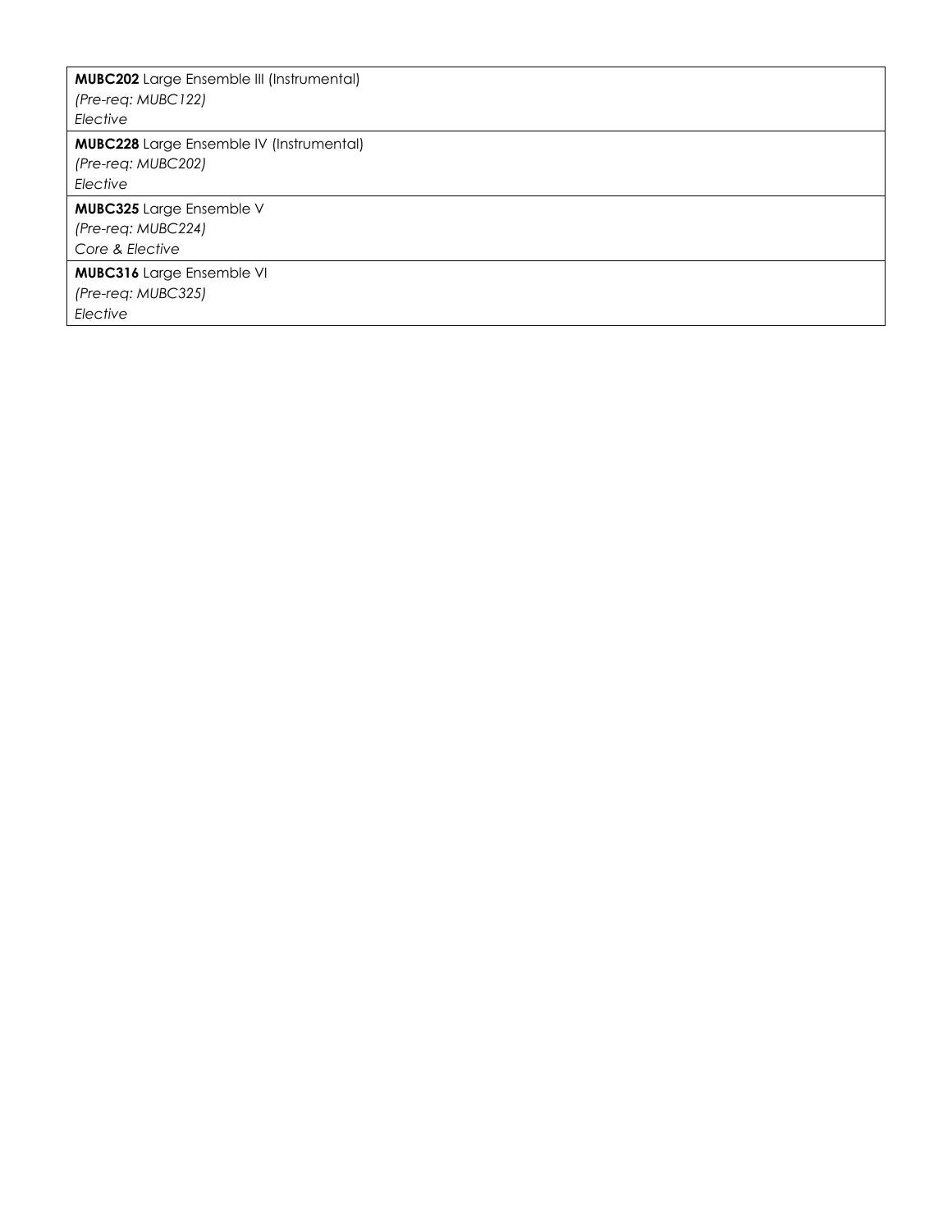| |
|---|
| **MUBC202** Large Ensemble III (Instrumental)<br>*(Pre-req: MUBC122)*<br>*Elective* |
| **MUBC228** Large Ensemble IV (Instrumental)<br>*(Pre-req: MUBC202)*<br>*Elective* |
| **MUBC325** Large Ensemble V<br>*(Pre-req: MUBC224)*<br>*Core & Elective* |
| **MUBC316** Large Ensemble VI<br>*(Pre-req: MUBC325)*<br>*Elective* |